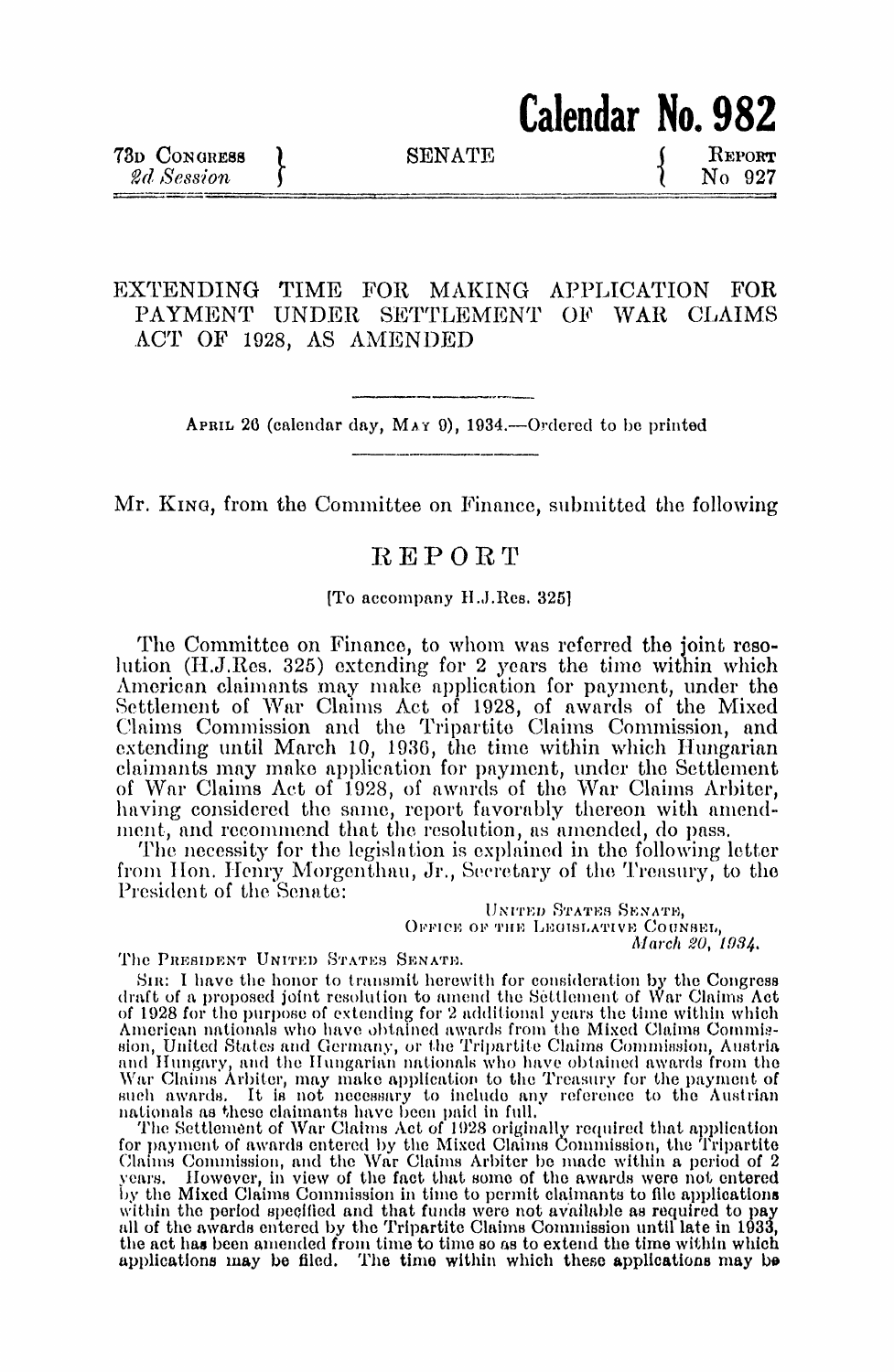**Calendar No. 982**

73D CONGRESS 2d Session | SENATE | REPORT No 927

# EXTENDING TIME FOR MAKING APPLICATION FOR PAYMENT UNDER SETTLEMENT OF WAR CLAIMS ACT OF 1928, AS AMENDED

APRIL 26 (calendar day, MAY 9), 1934.—Ordered to be printed

Mr. KING, from the Committee on Finance, submitted the following

## REPORT

[To accompany H.J.Res. 325]

The Committee on Finance, to whom was referred the joint resolution (H.J.Res. 325) extending for 2 years the time within which American claimants may make application for payment, under the Settlement of War Claims Act of 1928, of awards of the Mixed Claims Commission and the Tripartite Claims Commission, and extending until March 10, 1936, the time within which Hungarian claimants may make application for payment, under the Settlement of War Claims Act of 1928, of awards of the War Claims Arbiter, having considered the same, report favorably thereon with amendment, and recommend that the resolution, as amended, do pass.

The necessity for the legislation is explained in the following letter from Hon. Henry Morgenthau, Jr., Secretary of the Treasury, to the President of the Senate:

UNITED STATES SENATE,
OFFICE OF THE LEGISLATIVE COUNSEL,
*March 20, 1934.*

The PRESIDENT UNITED STATES SENATE.

SIR: I have the honor to transmit herewith for consideration by the Congress draft of a proposed joint resolution to amend the Settlement of War Claims Act of 1928 for the purpose of extending for 2 additional years the time within which American nationals who have obtained awards from the Mixed Claims Commission, United States and Germany, or the Tripartite Claims Commission, Austria and Hungary, and the Hungarian nationals who have obtained awards from the War Claims Arbiter, may make application to the Treasury for the payment of such awards. It is not necessary to include any reference to the Austrian nationals as these claimants have been paid in full.

The Settlement of War Claims Act of 1928 originally required that application for payment of awards entered by the Mixed Claims Commission, the Tripartite Claims Commission, and the War Claims Arbiter be made within a period of 2 years. However, in view of the fact that some of the awards were not entered by the Mixed Claims Commission in time to permit claimants to file applications within the period specified and that funds were not available as required to pay all of the awards entered by the Tripartite Claims Commission until late in 1933, the act has been amended from time to time so as to extend the time within which applications may be filed. The time within which these applications may be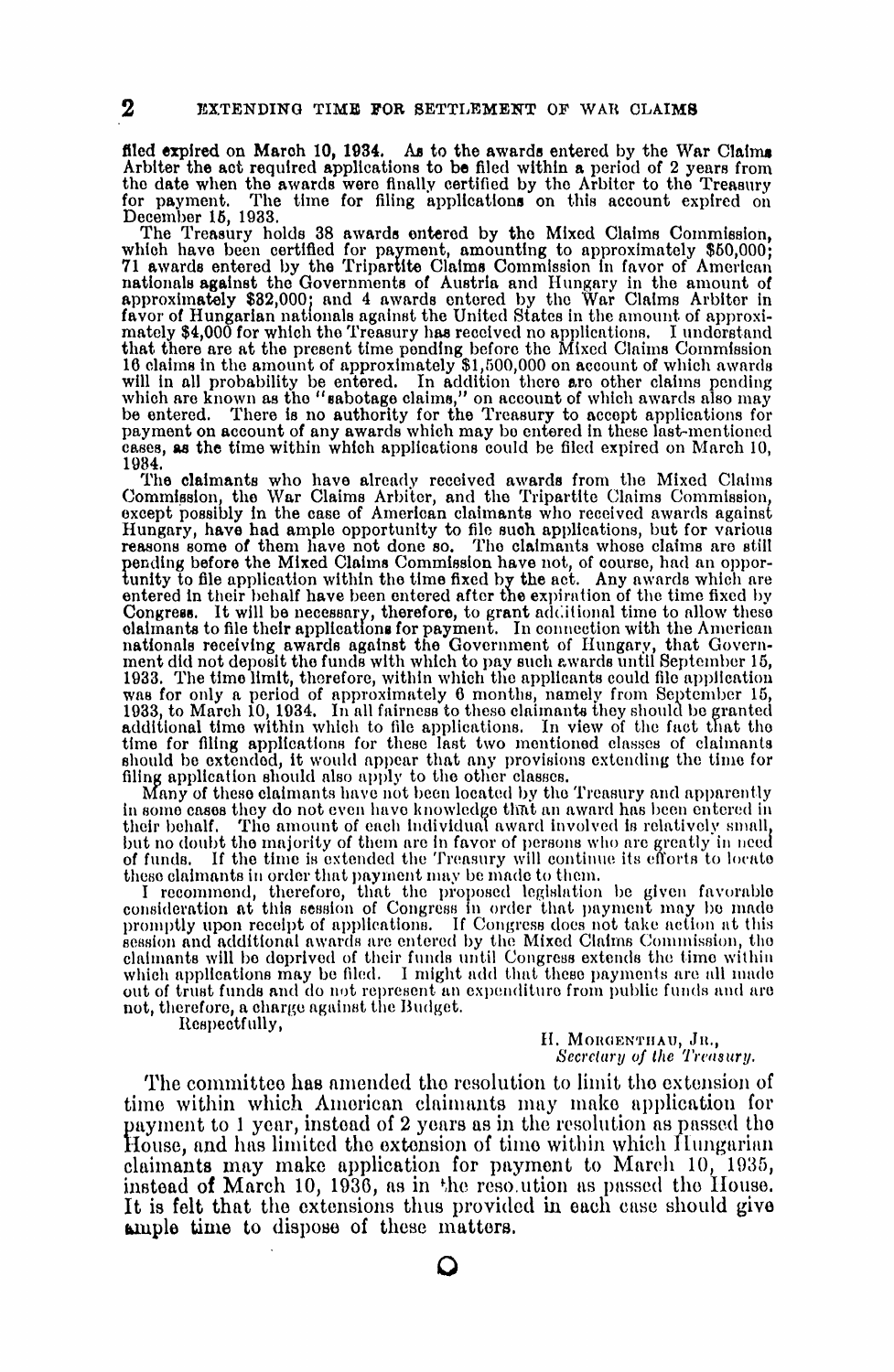filed expired on March 10, 1934. As to the awards entered by the War Claims Arbiter the act required applications to be filed within a period of 2 years from the date when the awards were finally certified by the Arbiter to the Treasury for payment. The time for filing applications on this account expired on December 15, 1933.

The Treasury holds 38 awards entered by the Mixed Claims Commission, which have been certified for payment, amounting to approximately $50,000; 71 awards entered by the Tripartite Claims Commission in favor of American nationals against the Governments of Austria and Hungary in the amount of approximately $32,000; and 4 awards entered by the War Claims Arbiter in favor of Hungarian nationals against the United States in the amount of approximately $4,000 for which the Treasury has received no applications. I understand that there are at the present time pending before the Mixed Claims Commission 16 claims in the amount of approximately $1,500,000 on account of which awards will in all probability be entered. In addition there are other claims pending which are known as the "sabotage claims," on account of which awards also may be entered. There is no authority for the Treasury to accept applications for payment on account of any awards which may be entered in these last-mentioned cases, as the time within which applications could be filed expired on March 10, 1934.

The claimants who have already received awards from the Mixed Claims Commission, the War Claims Arbiter, and the Tripartite Claims Commission, except possibly in the case of American claimants who received awards against Hungary, have had ample opportunity to file such applications, but for various reasons some of them have not done so. The claimants whose claims are still pending before the Mixed Claims Commission have not, of course, had an opportunity to file application within the time fixed by the act. Any awards which are entered in their behalf have been entered after the expiration of the time fixed by Congress. It will be necessary, therefore, to grant additional time to allow these claimants to file their applications for payment. In connection with the American nationals receiving awards against the Government of Hungary, that Government did not deposit the funds with which to pay such awards until September 15, 1933. The time limit, therefore, within which the applicants could file application was for only a period of approximately 6 months, namely from September 15, 1933, to March 10, 1934. In all fairness to these claimants they should be granted additional time within which to file applications. In view of the fact that the time for filing applications for these last two mentioned classes of claimants should be extended, it would appear that any provisions extending the time for filing application should also apply to the other classes.

Many of these claimants have not been located by the Treasury and apparently in some cases they do not even have knowledge that an award has been entered in their behalf. The amount of each individual award involved is relatively small, but no doubt the majority of them are in favor of persons who are greatly in need of funds. If the time is extended the Treasury will continue its efforts to locate these claimants in order that payment may be made to them.

I recommend, therefore, that the proposed legislation be given favorable consideration at this session of Congress in order that payment may be made promptly upon receipt of applications. If Congress does not take action at this session and additional awards are entered by the Mixed Claims Commission, the claimants will be deprived of their funds until Congress extends the time within which applications may be filed. I might add that these payments are all made out of trust funds and do not represent an expenditure from public funds and are not, therefore, a charge against the Budget.

Respectfully,

H. Morgenthau, Jr.,
*Secretary of the Treasury.*

The committee has amended the resolution to limit the extension of time within which American claimants may make application for payment to 1 year, instead of 2 years as in the resolution as passed the House, and has limited the extension of time within which Hungarian claimants may make application for payment to March 10, 1935, instead of March 10, 1936, as in the resolution as passed the House. It is felt that the extensions thus provided in each case should give ample time to dispose of these matters.